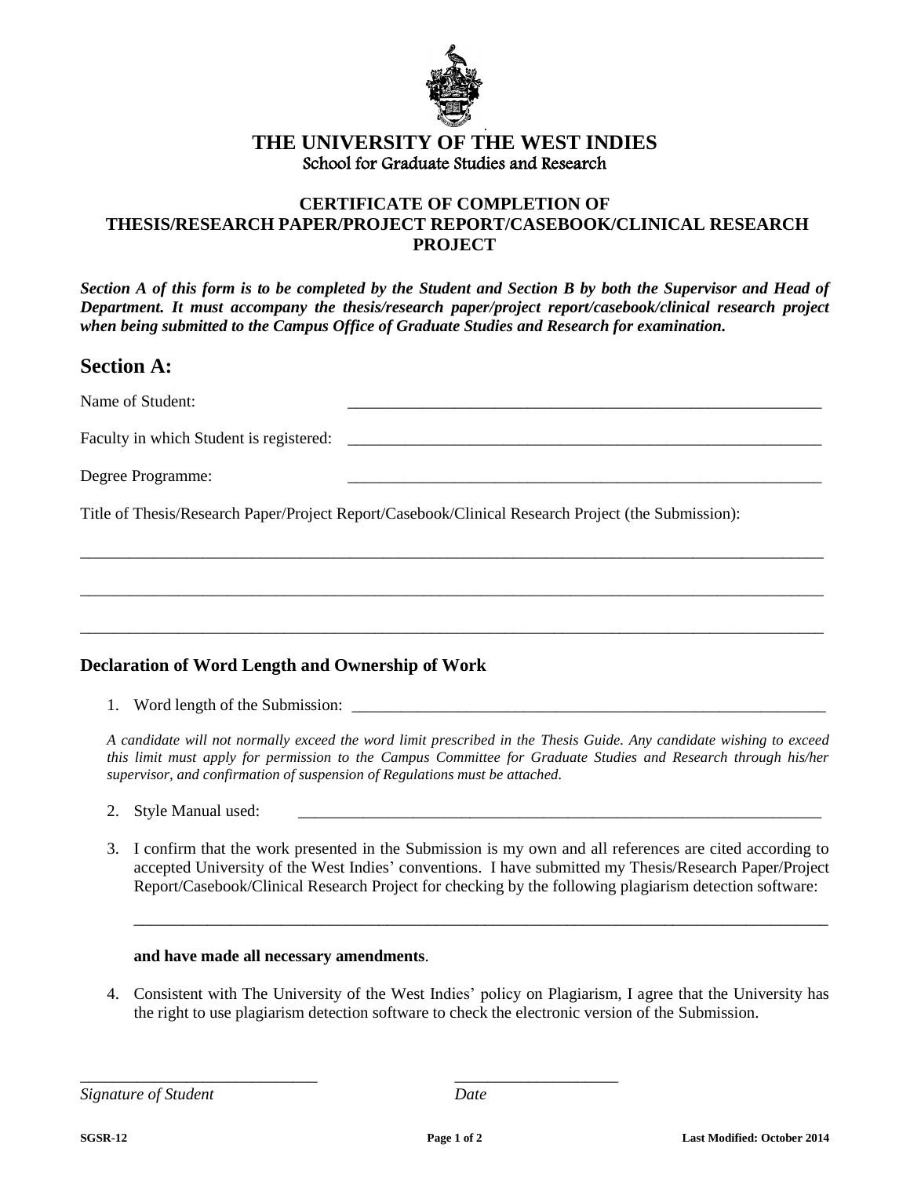# THE UNIVERSITY OF THE WEST INDIES

School for Graduate Studies and Research

## CERTIFICATE OF COMPLETION OF THESIS/RESEARCH PAPER/PROJECT REPORT/CASEBOOK/CLINICAL RESEARCH PROJECT

***Section A of this form is to be completed by the Student and Section B by both the Supervisor and Head of Department. It must accompany the thesis/research paper/project report/casebook/clinical research project when being submitted to the Campus Office of Graduate Studies and Research for examination.***

## Section A:

Name of Student: ____________________________________________________________

Faculty in which Student is registered: ____________________________________________________________

Degree Programme: ____________________________________________________________

Title of Thesis/Research Paper/Project Report/Casebook/Clinical Research Project (the Submission):

______________________________________________________________________________________________

______________________________________________________________________________________________

______________________________________________________________________________________________

### Declaration of Word Length and Ownership of Work

1. Word length of the Submission: ____________________________________________________________

*A candidate will not normally exceed the word limit prescribed in the Thesis Guide. Any candidate wishing to exceed this limit must apply for permission to the Campus Committee for Graduate Studies and Research through his/her supervisor, and confirmation of suspension of Regulations must be attached.*

2. Style Manual used: ____________________________________________________________________

3. I confirm that the work presented in the Submission is my own and all references are cited according to accepted University of the West Indies' conventions. I have submitted my Thesis/Research Paper/Project Report/Casebook/Clinical Research Project for checking by the following plagiarism detection software:

   ______________________________________________________________________________________

   **and have made all necessary amendments**.

4. Consistent with The University of the West Indies' policy on Plagiarism, I agree that the University has the right to use plagiarism detection software to check the electronic version of the Submission.

______________________________ ____________________

*Signature of Student* *Date*

**SGSR-12** **Last Modified: October 2014**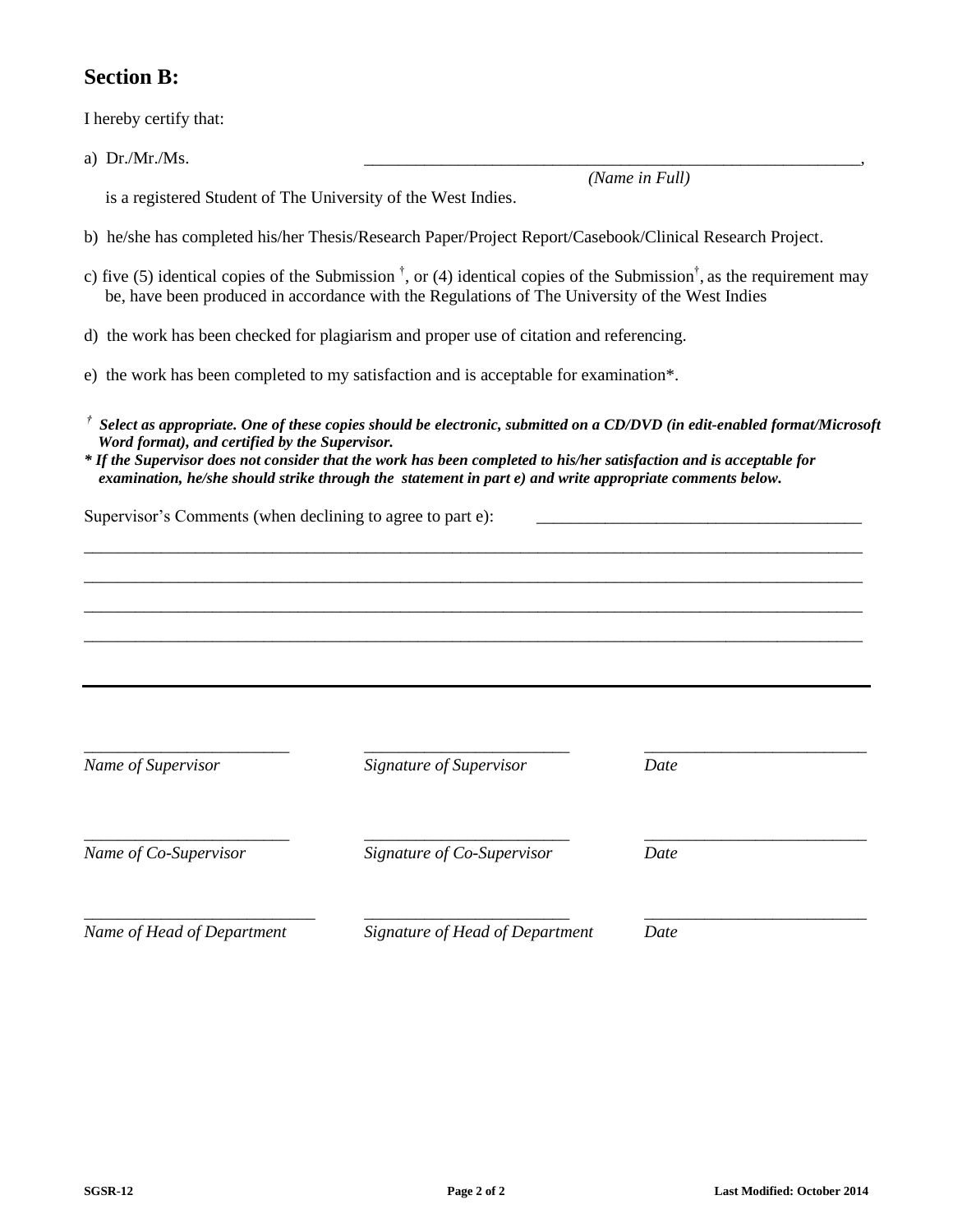## Section B:

I hereby certify that:

a) Dr./Mr./Ms. ____________________________________________________________,
*(Name in Full)*
is a registered Student of The University of the West Indies.

b) he/she has completed his/her Thesis/Research Paper/Project Report/Casebook/Clinical Research Project.

c) five (5) identical copies of the Submission [†], or (4) identical copies of the Submission[†], as the requirement may be, have been produced in accordance with the Regulations of The University of the West Indies

d) the work has been checked for plagiarism and proper use of citation and referencing.

e) the work has been completed to my satisfaction and is acceptable for examination*.

***[†] Select as appropriate. One of these copies should be electronic, submitted on a CD/DVD (in edit-enabled format/Microsoft Word format), and certified by the Supervisor.***
***\* If the Supervisor does not consider that the work has been completed to his/her satisfaction and is acceptable for examination, he/she should strike through the statement in part e) and write appropriate comments below.***

Supervisor's Comments (when declining to agree to part e): ______________________________________

_______________________________________________________________________________________________

_______________________________________________________________________________________________

_______________________________________________________________________________________________

_______________________________________________________________________________________________

________________________ ________________________ __________________________
*Name of Supervisor* *Signature of Supervisor* *Date*

________________________ ________________________ __________________________
*Name of Co-Supervisor* *Signature of Co-Supervisor* *Date*

___________________________ ________________________ __________________________
*Name of Head of Department* *Signature of Head of Department* *Date*

**SGSR-12** **Last Modified: October 2014**